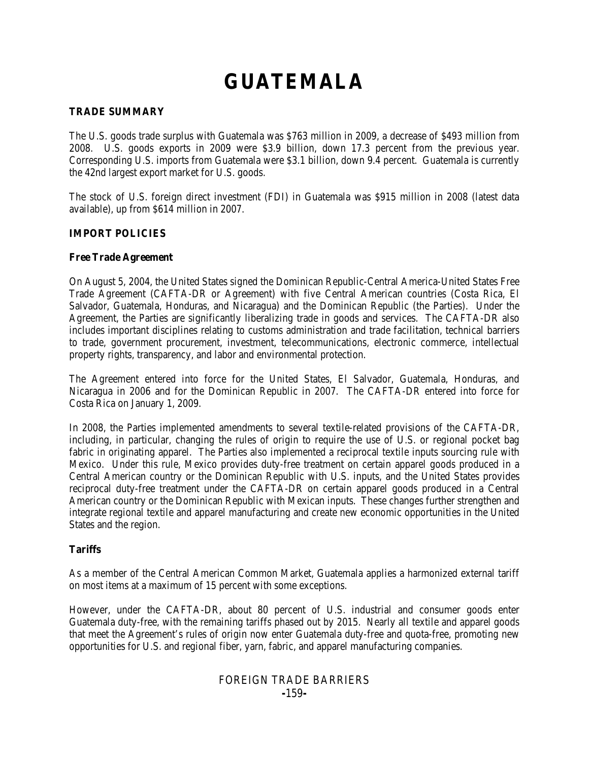# GUATEMALA

## TRADE SUMMARY

The U.S. goods trade surplus with Guatemala was $763 million in 2009, a decrease of $493 million from 2008. U.S. goods exports in 2009 were $3.9 billion, down 17.3 percent from the previous year. Corresponding U.S. imports from Guatemala were $3.1 billion, down 9.4 percent. Guatemala is currently the 42nd largest export market for U.S. goods.

The stock of U.S. foreign direct investment (FDI) in Guatemala was $915 million in 2008 (latest data available), up from $614 million in 2007.

## IMPORT POLICIES

### Free Trade Agreement

On August 5, 2004, the United States signed the Dominican Republic-Central America-United States Free Trade Agreement (CAFTA-DR or Agreement) with five Central American countries (Costa Rica, El Salvador, Guatemala, Honduras, and Nicaragua) and the Dominican Republic (the Parties). Under the Agreement, the Parties are significantly liberalizing trade in goods and services. The CAFTA-DR also includes important disciplines relating to customs administration and trade facilitation, technical barriers to trade, government procurement, investment, telecommunications, electronic commerce, intellectual property rights, transparency, and labor and environmental protection.

The Agreement entered into force for the United States, El Salvador, Guatemala, Honduras, and Nicaragua in 2006 and for the Dominican Republic in 2007. The CAFTA-DR entered into force for Costa Rica on January 1, 2009.

In 2008, the Parties implemented amendments to several textile-related provisions of the CAFTA-DR, including, in particular, changing the rules of origin to require the use of U.S. or regional pocket bag fabric in originating apparel. The Parties also implemented a reciprocal textile inputs sourcing rule with Mexico. Under this rule, Mexico provides duty-free treatment on certain apparel goods produced in a Central American country or the Dominican Republic with U.S. inputs, and the United States provides reciprocal duty-free treatment under the CAFTA-DR on certain apparel goods produced in a Central American country or the Dominican Republic with Mexican inputs. These changes further strengthen and integrate regional textile and apparel manufacturing and create new economic opportunities in the United States and the region.

### Tariffs

As a member of the Central American Common Market, Guatemala applies a harmonized external tariff on most items at a maximum of 15 percent with some exceptions.

However, under the CAFTA-DR, about 80 percent of U.S. industrial and consumer goods enter Guatemala duty-free, with the remaining tariffs phased out by 2015. Nearly all textile and apparel goods that meet the Agreement's rules of origin now enter Guatemala duty-free and quota-free, promoting new opportunities for U.S. and regional fiber, yarn, fabric, and apparel manufacturing companies.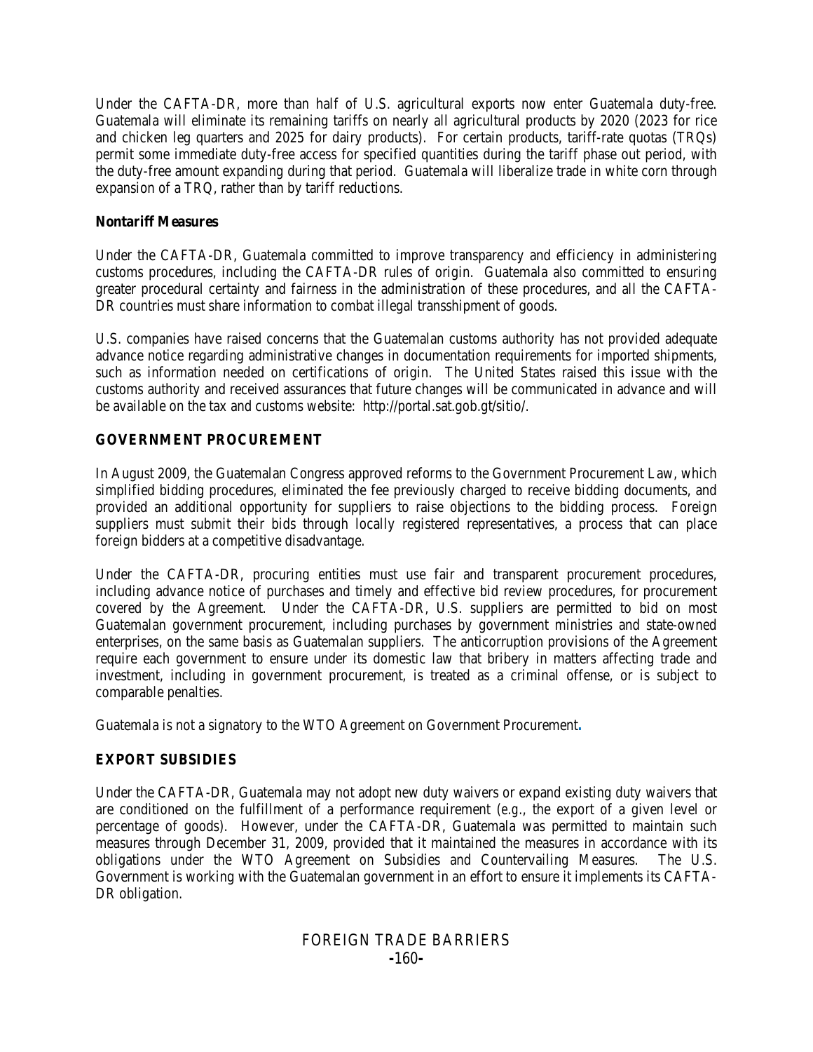Under the CAFTA-DR, more than half of U.S. agricultural exports now enter Guatemala duty-free. Guatemala will eliminate its remaining tariffs on nearly all agricultural products by 2020 (2023 for rice and chicken leg quarters and 2025 for dairy products). For certain products, tariff-rate quotas (TRQs) permit some immediate duty-free access for specified quantities during the tariff phase out period, with the duty-free amount expanding during that period. Guatemala will liberalize trade in white corn through expansion of a TRQ, rather than by tariff reductions.

### Nontariff Measures

Under the CAFTA-DR, Guatemala committed to improve transparency and efficiency in administering customs procedures, including the CAFTA-DR rules of origin. Guatemala also committed to ensuring greater procedural certainty and fairness in the administration of these procedures, and all the CAFTA-DR countries must share information to combat illegal transshipment of goods.

U.S. companies have raised concerns that the Guatemalan customs authority has not provided adequate advance notice regarding administrative changes in documentation requirements for imported shipments, such as information needed on certifications of origin. The United States raised this issue with the customs authority and received assurances that future changes will be communicated in advance and will be available on the tax and customs website: http://portal.sat.gob.gt/sitio/.

## GOVERNMENT PROCUREMENT

In August 2009, the Guatemalan Congress approved reforms to the Government Procurement Law, which simplified bidding procedures, eliminated the fee previously charged to receive bidding documents, and provided an additional opportunity for suppliers to raise objections to the bidding process. Foreign suppliers must submit their bids through locally registered representatives, a process that can place foreign bidders at a competitive disadvantage.

Under the CAFTA-DR, procuring entities must use fair and transparent procurement procedures, including advance notice of purchases and timely and effective bid review procedures, for procurement covered by the Agreement. Under the CAFTA-DR, U.S. suppliers are permitted to bid on most Guatemalan government procurement, including purchases by government ministries and state-owned enterprises, on the same basis as Guatemalan suppliers. The anticorruption provisions of the Agreement require each government to ensure under its domestic law that bribery in matters affecting trade and investment, including in government procurement, is treated as a criminal offense, or is subject to comparable penalties.

Guatemala is not a signatory to the WTO Agreement on Government Procurement.

## EXPORT SUBSIDIES

Under the CAFTA-DR, Guatemala may not adopt new duty waivers or expand existing duty waivers that are conditioned on the fulfillment of a performance requirement (*e.g.*, the export of a given level or percentage of goods). However, under the CAFTA-DR, Guatemala was permitted to maintain such measures through December 31, 2009, provided that it maintained the measures in accordance with its obligations under the WTO Agreement on Subsidies and Countervailing Measures. The U.S. Government is working with the Guatemalan government in an effort to ensure it implements its CAFTA-DR obligation.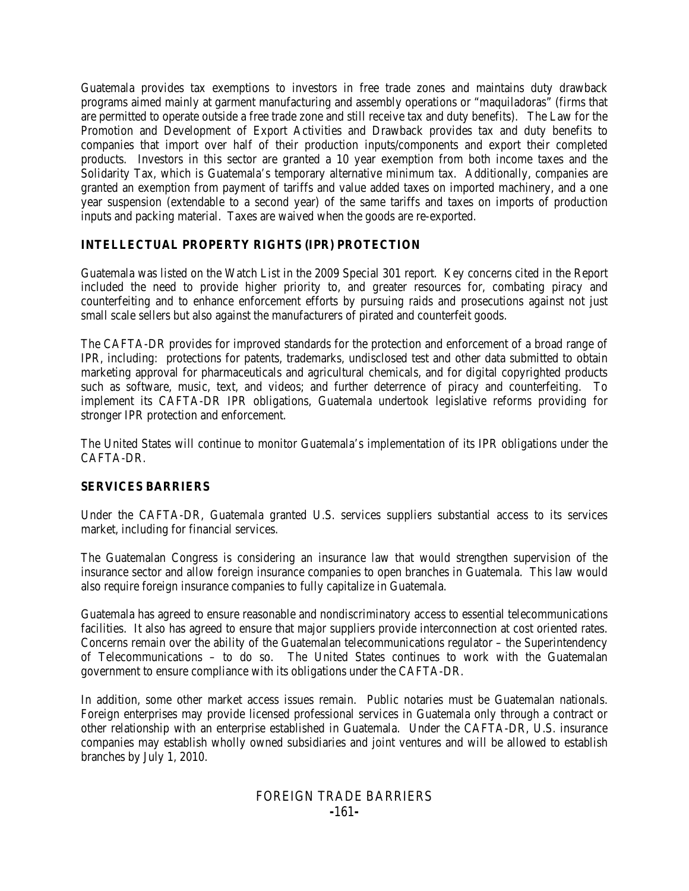Guatemala provides tax exemptions to investors in free trade zones and maintains duty drawback programs aimed mainly at garment manufacturing and assembly operations or "maquiladoras" (firms that are permitted to operate outside a free trade zone and still receive tax and duty benefits). The Law for the Promotion and Development of Export Activities and Drawback provides tax and duty benefits to companies that import over half of their production inputs/components and export their completed products. Investors in this sector are granted a 10 year exemption from both income taxes and the Solidarity Tax, which is Guatemala's temporary alternative minimum tax. Additionally, companies are granted an exemption from payment of tariffs and value added taxes on imported machinery, and a one year suspension (extendable to a second year) of the same tariffs and taxes on imports of production inputs and packing material. Taxes are waived when the goods are re-exported.

## INTELLECTUAL PROPERTY RIGHTS (IPR) PROTECTION

Guatemala was listed on the Watch List in the 2009 Special 301 report. Key concerns cited in the Report included the need to provide higher priority to, and greater resources for, combating piracy and counterfeiting and to enhance enforcement efforts by pursuing raids and prosecutions against not just small scale sellers but also against the manufacturers of pirated and counterfeit goods.

The CAFTA-DR provides for improved standards for the protection and enforcement of a broad range of IPR, including: protections for patents, trademarks, undisclosed test and other data submitted to obtain marketing approval for pharmaceuticals and agricultural chemicals, and for digital copyrighted products such as software, music, text, and videos; and further deterrence of piracy and counterfeiting. To implement its CAFTA-DR IPR obligations, Guatemala undertook legislative reforms providing for stronger IPR protection and enforcement.

The United States will continue to monitor Guatemala's implementation of its IPR obligations under the CAFTA-DR.

## SERVICES BARRIERS

Under the CAFTA-DR, Guatemala granted U.S. services suppliers substantial access to its services market, including for financial services.

The Guatemalan Congress is considering an insurance law that would strengthen supervision of the insurance sector and allow foreign insurance companies to open branches in Guatemala. This law would also require foreign insurance companies to fully capitalize in Guatemala.

Guatemala has agreed to ensure reasonable and nondiscriminatory access to essential telecommunications facilities. It also has agreed to ensure that major suppliers provide interconnection at cost oriented rates. Concerns remain over the ability of the Guatemalan telecommunications regulator – the Superintendency of Telecommunications – to do so. The United States continues to work with the Guatemalan government to ensure compliance with its obligations under the CAFTA-DR.

In addition, some other market access issues remain. Public notaries must be Guatemalan nationals. Foreign enterprises may provide licensed professional services in Guatemala only through a contract or other relationship with an enterprise established in Guatemala. Under the CAFTA-DR, U.S. insurance companies may establish wholly owned subsidiaries and joint ventures and will be allowed to establish branches by July 1, 2010.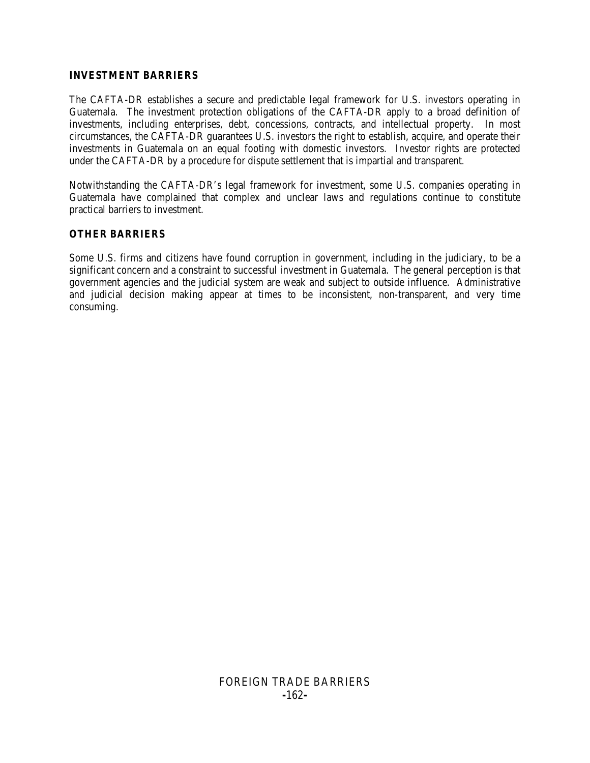## INVESTMENT BARRIERS

The CAFTA-DR establishes a secure and predictable legal framework for U.S. investors operating in Guatemala. The investment protection obligations of the CAFTA-DR apply to a broad definition of investments, including enterprises, debt, concessions, contracts, and intellectual property. In most circumstances, the CAFTA-DR guarantees U.S. investors the right to establish, acquire, and operate their investments in Guatemala on an equal footing with domestic investors. Investor rights are protected under the CAFTA-DR by a procedure for dispute settlement that is impartial and transparent.

Notwithstanding the CAFTA-DR's legal framework for investment, some U.S. companies operating in Guatemala have complained that complex and unclear laws and regulations continue to constitute practical barriers to investment.

## OTHER BARRIERS

Some U.S. firms and citizens have found corruption in government, including in the judiciary, to be a significant concern and a constraint to successful investment in Guatemala. The general perception is that government agencies and the judicial system are weak and subject to outside influence. Administrative and judicial decision making appear at times to be inconsistent, non-transparent, and very time consuming.